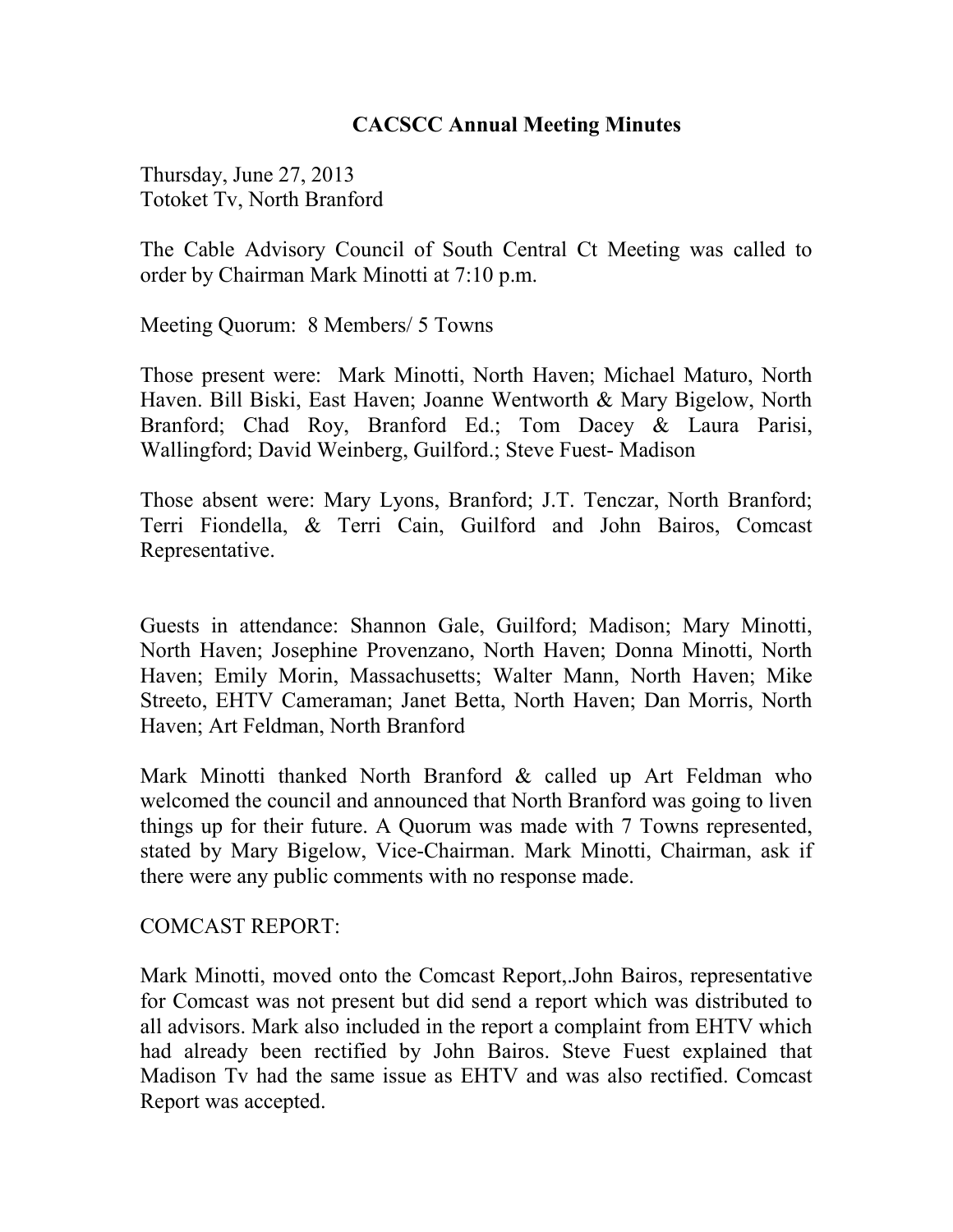# CACSCC Annual Meeting Minutes

Thursday, June 27, 2013
Totoket Tv, North Branford

The Cable Advisory Council of South Central Ct Meeting was called to order by Chairman Mark Minotti at 7:10 p.m.

Meeting Quorum: 8 Members/ 5 Towns

Those present were: Mark Minotti, North Haven; Michael Maturo, North Haven. Bill Biski, East Haven; Joanne Wentworth & Mary Bigelow, North Branford; Chad Roy, Branford Ed.; Tom Dacey & Laura Parisi, Wallingford; David Weinberg, Guilford.; Steve Fuest- Madison

Those absent were: Mary Lyons, Branford; J.T. Tenczar, North Branford; Terri Fiondella, & Terri Cain, Guilford and John Bairos, Comcast Representative.

Guests in attendance: Shannon Gale, Guilford; Madison; Mary Minotti, North Haven; Josephine Provenzano, North Haven; Donna Minotti, North Haven; Emily Morin, Massachusetts; Walter Mann, North Haven; Mike Streeto, EHTV Cameraman; Janet Betta, North Haven; Dan Morris, North Haven; Art Feldman, North Branford

Mark Minotti thanked North Branford & called up Art Feldman who welcomed the council and announced that North Branford was going to liven things up for their future. A Quorum was made with 7 Towns represented, stated by Mary Bigelow, Vice-Chairman. Mark Minotti, Chairman, ask if there were any public comments with no response made.

COMCAST REPORT:

Mark Minotti, moved onto the Comcast Report,.John Bairos, representative for Comcast was not present but did send a report which was distributed to all advisors. Mark also included in the report a complaint from EHTV which had already been rectified by John Bairos. Steve Fuest explained that Madison Tv had the same issue as EHTV and was also rectified. Comcast Report was accepted.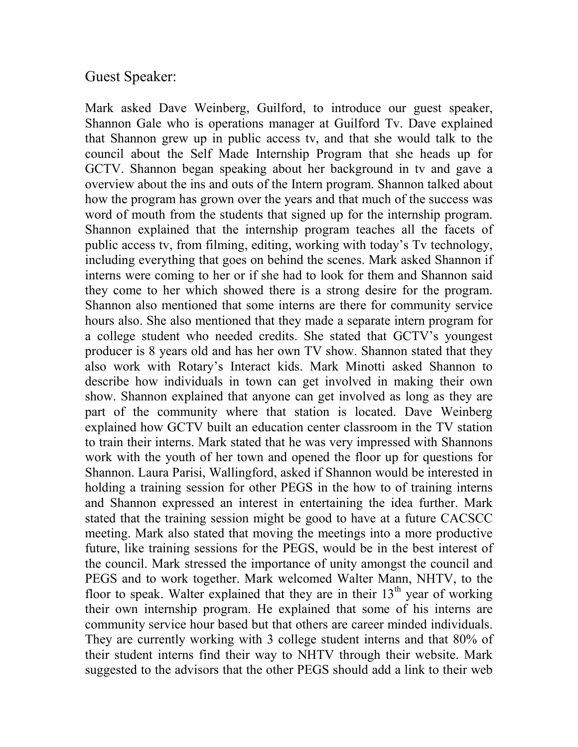## Guest Speaker:

Mark asked Dave Weinberg, Guilford, to introduce our guest speaker, Shannon Gale who is operations manager at Guilford Tv. Dave explained that Shannon grew up in public access tv, and that she would talk to the council about the Self Made Internship Program that she heads up for GCTV. Shannon began speaking about her background in tv and gave a overview about the ins and outs of the Intern program. Shannon talked about how the program has grown over the years and that much of the success was word of mouth from the students that signed up for the internship program. Shannon explained that the internship program teaches all the facets of public access tv, from filming, editing, working with today's Tv technology, including everything that goes on behind the scenes. Mark asked Shannon if interns were coming to her or if she had to look for them and Shannon said they come to her which showed there is a strong desire for the program. Shannon also mentioned that some interns are there for community service hours also. She also mentioned that they made a separate intern program for a college student who needed credits. She stated that GCTV's youngest producer is 8 years old and has her own TV show. Shannon stated that they also work with Rotary's Interact kids. Mark Minotti asked Shannon to describe how individuals in town can get involved in making their own show. Shannon explained that anyone can get involved as long as they are part of the community where that station is located. Dave Weinberg explained how GCTV built an education center classroom in the TV station to train their interns. Mark stated that he was very impressed with Shannons work with the youth of her town and opened the floor up for questions for Shannon. Laura Parisi, Wallingford, asked if Shannon would be interested in holding a training session for other PEGS in the how to of training interns and Shannon expressed an interest in entertaining the idea further. Mark stated that the training session might be good to have at a future CACSCC meeting. Mark also stated that moving the meetings into a more productive future, like training sessions for the PEGS, would be in the best interest of the council. Mark stressed the importance of unity amongst the council and PEGS and to work together. Mark welcomed Walter Mann, NHTV, to the floor to speak. Walter explained that they are in their 13th year of working their own internship program. He explained that some of his interns are community service hour based but that others are career minded individuals. They are currently working with 3 college student interns and that 80% of their student interns find their way to NHTV through their website. Mark suggested to the advisors that the other PEGS should add a link to their web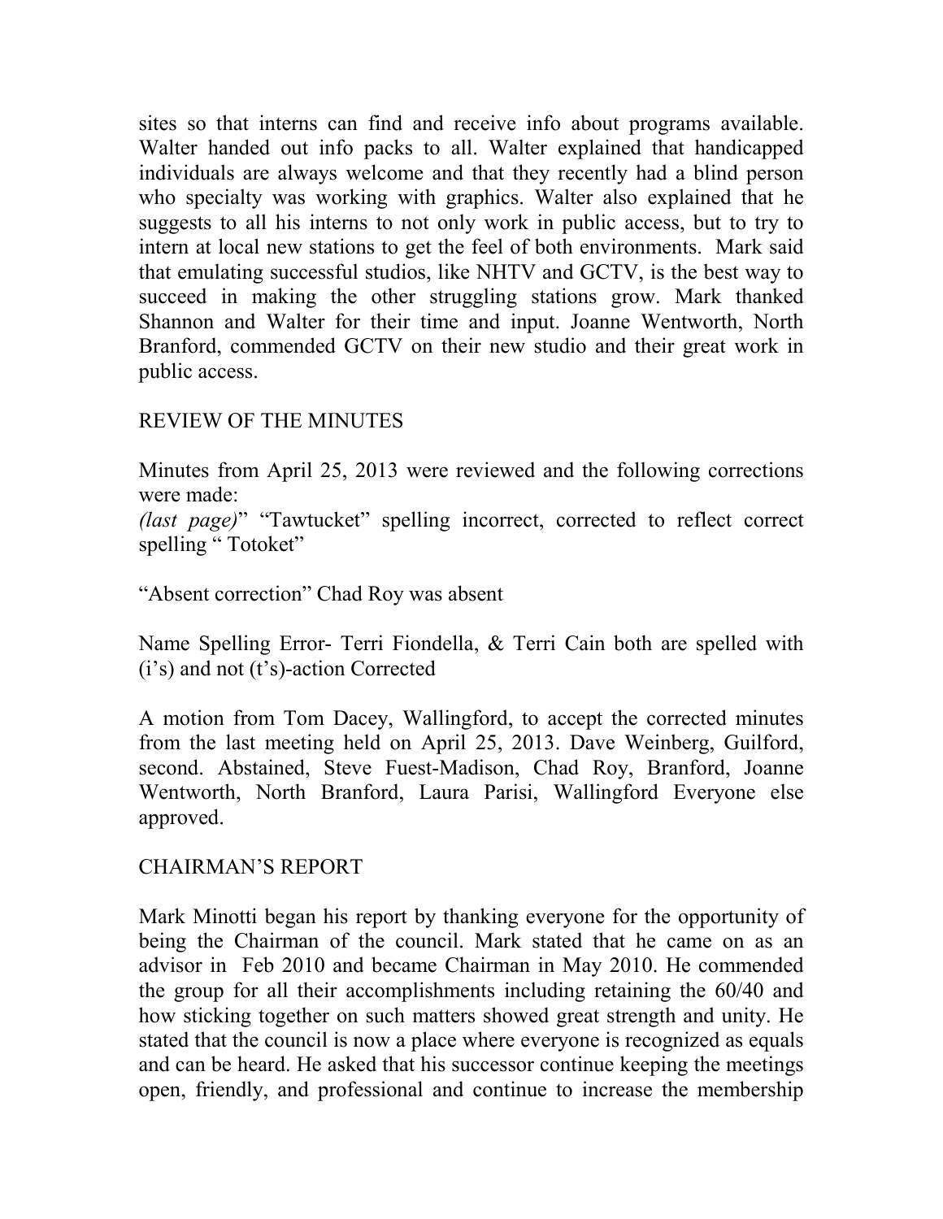sites so that interns can find and receive info about programs available. Walter handed out info packs to all. Walter explained that handicapped individuals are always welcome and that they recently had a blind person who specialty was working with graphics. Walter also explained that he suggests to all his interns to not only work in public access, but to try to intern at local new stations to get the feel of both environments. Mark said that emulating successful studios, like NHTV and GCTV, is the best way to succeed in making the other struggling stations grow. Mark thanked Shannon and Walter for their time and input. Joanne Wentworth, North Branford, commended GCTV on their new studio and their great work in public access.

## REVIEW OF THE MINUTES

Minutes from April 25, 2013 were reviewed and the following corrections were made:
*(last page)*" "Tawtucket" spelling incorrect, corrected to reflect correct spelling " Totoket"

"Absent correction" Chad Roy was absent

Name Spelling Error- Terri Fiondella, & Terri Cain both are spelled with (i's) and not (t's)-action Corrected

A motion from Tom Dacey, Wallingford, to accept the corrected minutes from the last meeting held on April 25, 2013. Dave Weinberg, Guilford, second. Abstained, Steve Fuest-Madison, Chad Roy, Branford, Joanne Wentworth, North Branford, Laura Parisi, Wallingford Everyone else approved.

## CHAIRMAN'S REPORT

Mark Minotti began his report by thanking everyone for the opportunity of being the Chairman of the council. Mark stated that he came on as an advisor in Feb 2010 and became Chairman in May 2010. He commended the group for all their accomplishments including retaining the 60/40 and how sticking together on such matters showed great strength and unity. He stated that the council is now a place where everyone is recognized as equals and can be heard. He asked that his successor continue keeping the meetings open, friendly, and professional and continue to increase the membership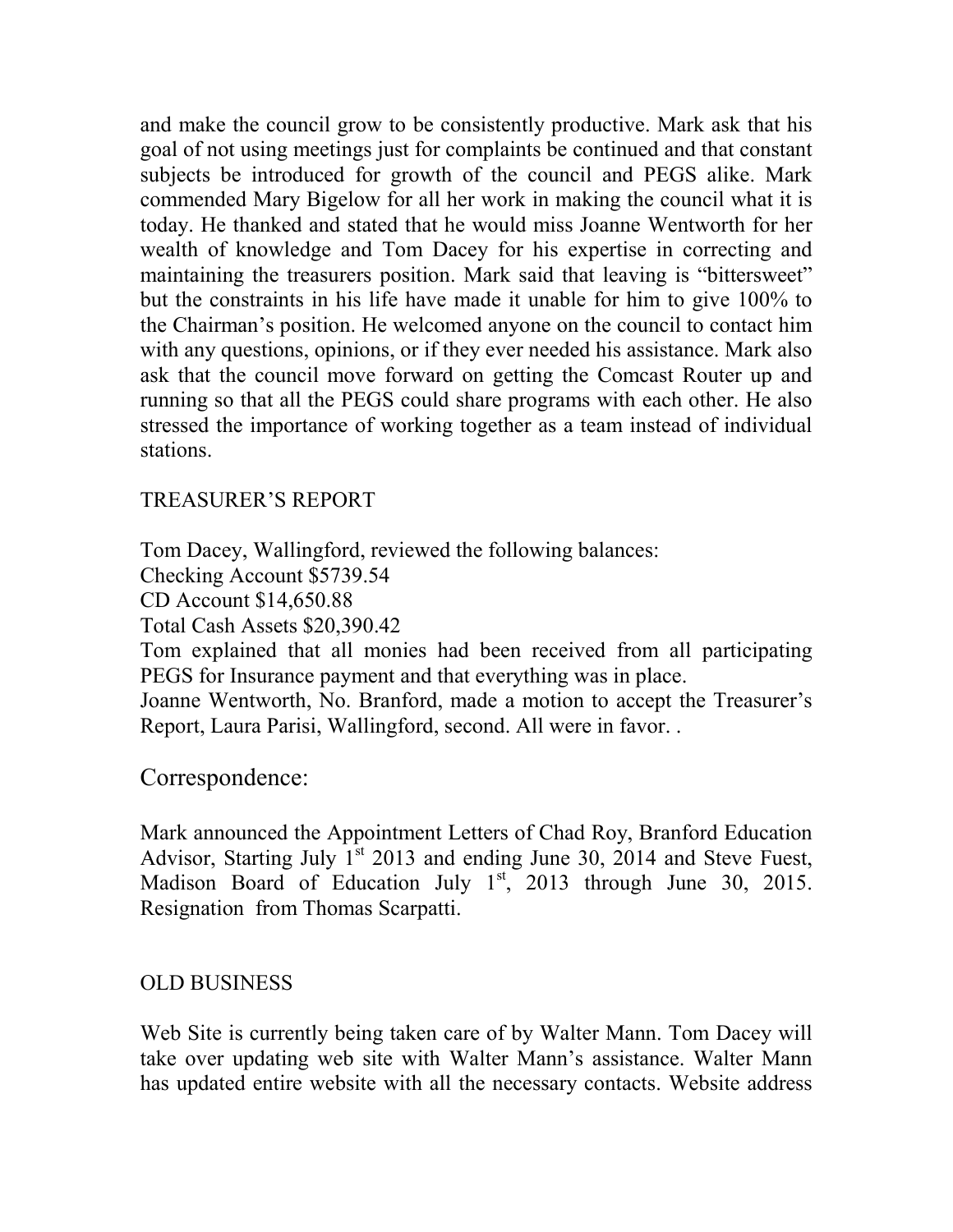and make the council grow to be consistently productive. Mark ask that his goal of not using meetings just for complaints be continued and that constant subjects be introduced for growth of the council and PEGS alike. Mark commended Mary Bigelow for all her work in making the council what it is today. He thanked and stated that he would miss Joanne Wentworth for her wealth of knowledge and Tom Dacey for his expertise in correcting and maintaining the treasurers position. Mark said that leaving is "bittersweet" but the constraints in his life have made it unable for him to give 100% to the Chairman's position. He welcomed anyone on the council to contact him with any questions, opinions, or if they ever needed his assistance. Mark also ask that the council move forward on getting the Comcast Router up and running so that all the PEGS could share programs with each other. He also stressed the importance of working together as a team instead of individual stations.

## TREASURER'S REPORT

Tom Dacey, Wallingford, reviewed the following balances:
Checking Account $5739.54
CD Account $14,650.88
Total Cash Assets $20,390.42
Tom explained that all monies had been received from all participating PEGS for Insurance payment and that everything was in place.
Joanne Wentworth, No. Branford, made a motion to accept the Treasurer's Report, Laura Parisi, Wallingford, second. All were in favor. .

## Correspondence:

Mark announced the Appointment Letters of Chad Roy, Branford Education Advisor, Starting July 1st 2013 and ending June 30, 2014 and Steve Fuest, Madison Board of Education July 1st, 2013 through June 30, 2015. Resignation from Thomas Scarpatti.

## OLD BUSINESS

Web Site is currently being taken care of by Walter Mann. Tom Dacey will take over updating web site with Walter Mann's assistance. Walter Mann has updated entire website with all the necessary contacts. Website address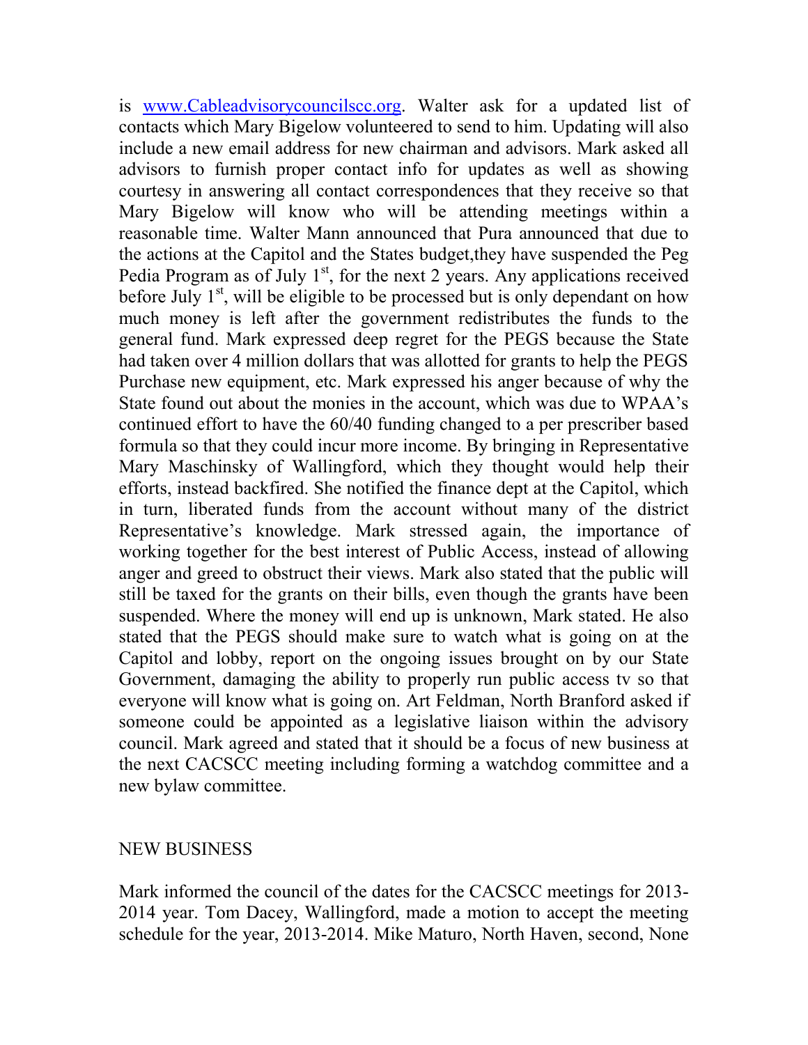is [www.Cableadvisorycouncilscc.org](http://www.Cableadvisorycouncilscc.org). Walter ask for a updated list of contacts which Mary Bigelow volunteered to send to him. Updating will also include a new email address for new chairman and advisors. Mark asked all advisors to furnish proper contact info for updates as well as showing courtesy in answering all contact correspondences that they receive so that Mary Bigelow will know who will be attending meetings within a reasonable time. Walter Mann announced that Pura announced that due to the actions at the Capitol and the States budget,they have suspended the Peg Pedia Program as of July 1st, for the next 2 years. Any applications received before July 1st, will be eligible to be processed but is only dependant on how much money is left after the government redistributes the funds to the general fund. Mark expressed deep regret for the PEGS because the State had taken over 4 million dollars that was allotted for grants to help the PEGS Purchase new equipment, etc. Mark expressed his anger because of why the State found out about the monies in the account, which was due to WPAA's continued effort to have the 60/40 funding changed to a per prescriber based formula so that they could incur more income. By bringing in Representative Mary Maschinsky of Wallingford, which they thought would help their efforts, instead backfired. She notified the finance dept at the Capitol, which in turn, liberated funds from the account without many of the district Representative's knowledge. Mark stressed again, the importance of working together for the best interest of Public Access, instead of allowing anger and greed to obstruct their views. Mark also stated that the public will still be taxed for the grants on their bills, even though the grants have been suspended. Where the money will end up is unknown, Mark stated. He also stated that the PEGS should make sure to watch what is going on at the Capitol and lobby, report on the ongoing issues brought on by our State Government, damaging the ability to properly run public access tv so that everyone will know what is going on. Art Feldman, North Branford asked if someone could be appointed as a legislative liaison within the advisory council. Mark agreed and stated that it should be a focus of new business at the next CACSCC meeting including forming a watchdog committee and a new bylaw committee.

NEW BUSINESS

Mark informed the council of the dates for the CACSCC meetings for 2013-2014 year. Tom Dacey, Wallingford, made a motion to accept the meeting schedule for the year, 2013-2014. Mike Maturo, North Haven, second, None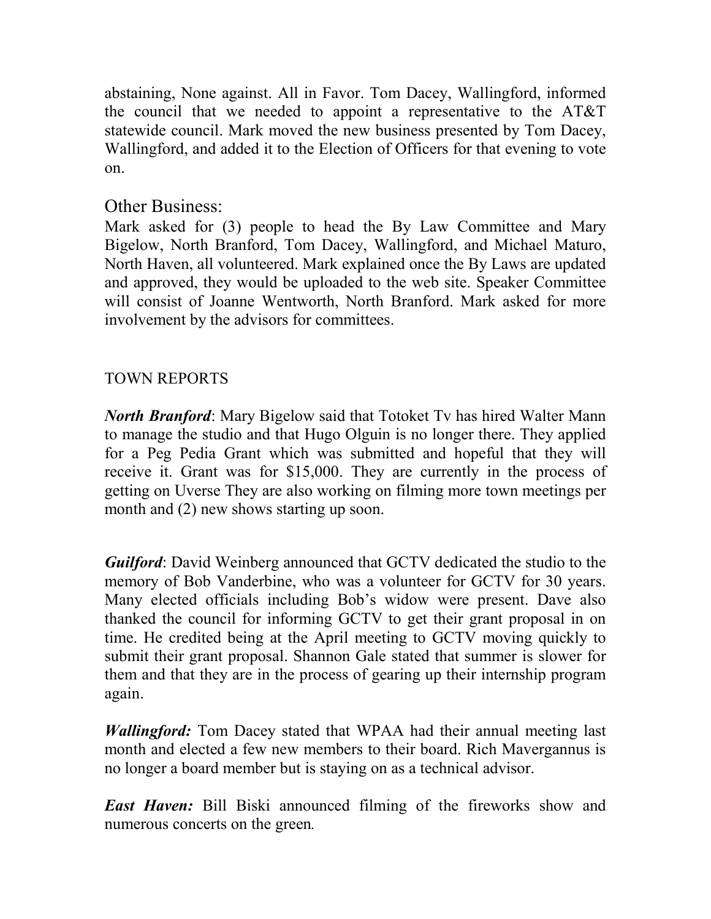abstaining, None against. All in Favor. Tom Dacey, Wallingford, informed the council that we needed to appoint a representative to the AT&T statewide council. Mark moved the new business presented by Tom Dacey, Wallingford, and added it to the Election of Officers for that evening to vote on.

## Other Business:

Mark asked for (3) people to head the By Law Committee and Mary Bigelow, North Branford, Tom Dacey, Wallingford, and Michael Maturo, North Haven, all volunteered. Mark explained once the By Laws are updated and approved, they would be uploaded to the web site. Speaker Committee will consist of Joanne Wentworth, North Branford. Mark asked for more involvement by the advisors for committees.

## TOWN REPORTS

***North Branford***: Mary Bigelow said that Totoket Tv has hired Walter Mann to manage the studio and that Hugo Olguin is no longer there. They applied for a Peg Pedia Grant which was submitted and hopeful that they will receive it. Grant was for $15,000. They are currently in the process of getting on Uverse They are also working on filming more town meetings per month and (2) new shows starting up soon.

***Guilford***: David Weinberg announced that GCTV dedicated the studio to the memory of Bob Vanderbine, who was a volunteer for GCTV for 30 years. Many elected officials including Bob's widow were present. Dave also thanked the council for informing GCTV to get their grant proposal in on time. He credited being at the April meeting to GCTV moving quickly to submit their grant proposal. Shannon Gale stated that summer is slower for them and that they are in the process of gearing up their internship program again.

***Wallingford:*** Tom Dacey stated that WPAA had their annual meeting last month and elected a few new members to their board. Rich Mavergannus is no longer a board member but is staying on as a technical advisor.

***East Haven:*** Bill Biski announced filming of the fireworks show and numerous concerts on the green.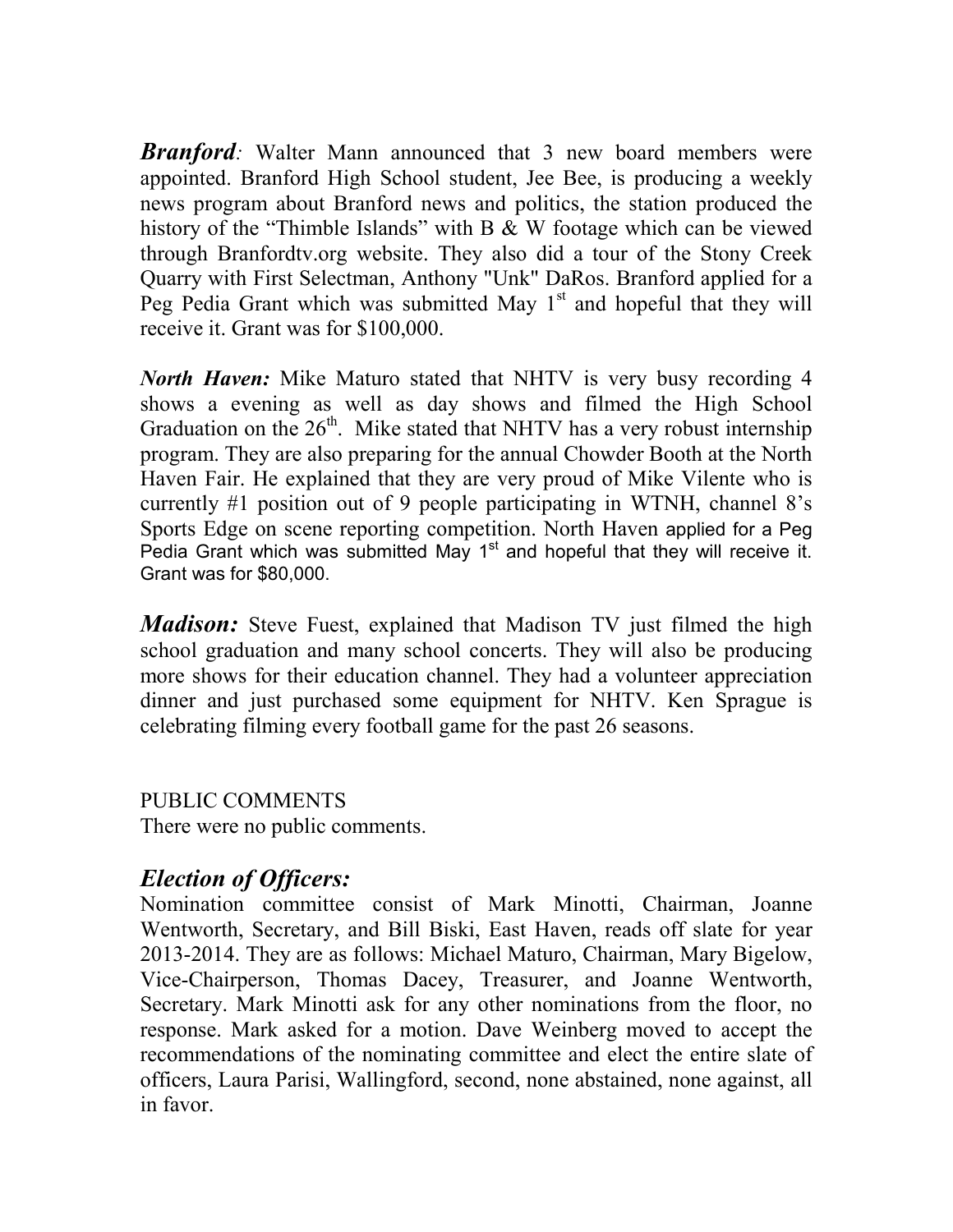***Branford**:* Walter Mann announced that 3 new board members were appointed. Branford High School student, Jee Bee, is producing a weekly news program about Branford news and politics, the station produced the history of the "Thimble Islands" with B & W footage which can be viewed through Branfordtv.org website. They also did a tour of the Stony Creek Quarry with First Selectman, Anthony "Unk" DaRos. Branford applied for a Peg Pedia Grant which was submitted May 1st and hopeful that they will receive it. Grant was for $100,000.

***North Haven:*** Mike Maturo stated that NHTV is very busy recording 4 shows a evening as well as day shows and filmed the High School Graduation on the 26th. Mike stated that NHTV has a very robust internship program. They are also preparing for the annual Chowder Booth at the North Haven Fair. He explained that they are very proud of Mike Vilente who is currently #1 position out of 9 people participating in WTNH, channel 8's Sports Edge on scene reporting competition. North Haven applied for a Peg Pedia Grant which was submitted May 1st and hopeful that they will receive it. Grant was for $80,000.

***Madison:*** Steve Fuest, explained that Madison TV just filmed the high school graduation and many school concerts. They will also be producing more shows for their education channel. They had a volunteer appreciation dinner and just purchased some equipment for NHTV. Ken Sprague is celebrating filming every football game for the past 26 seasons.

PUBLIC COMMENTS

There were no public comments.

## *Election of Officers:*

Nomination committee consist of Mark Minotti, Chairman, Joanne Wentworth, Secretary, and Bill Biski, East Haven, reads off slate for year 2013-2014. They are as follows: Michael Maturo, Chairman, Mary Bigelow, Vice-Chairperson, Thomas Dacey, Treasurer, and Joanne Wentworth, Secretary. Mark Minotti ask for any other nominations from the floor, no response. Mark asked for a motion. Dave Weinberg moved to accept the recommendations of the nominating committee and elect the entire slate of officers, Laura Parisi, Wallingford, second, none abstained, none against, all in favor.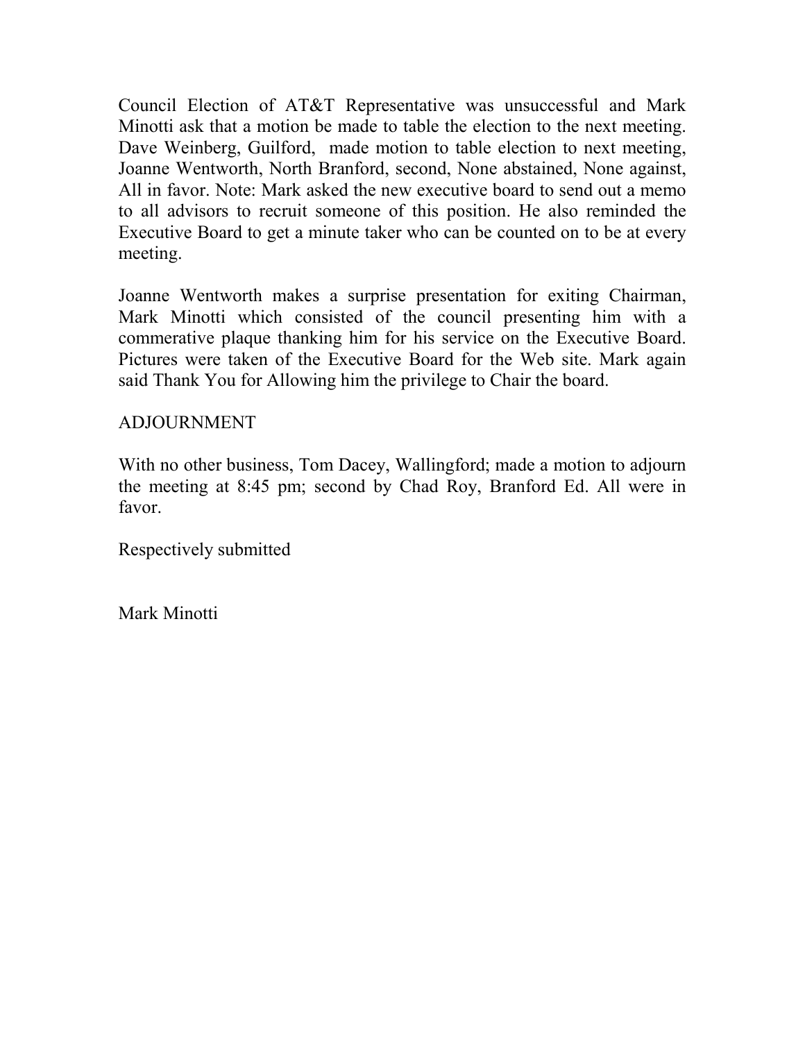Council Election of AT&T Representative was unsuccessful and Mark Minotti ask that a motion be made to table the election to the next meeting. Dave Weinberg, Guilford, made motion to table election to next meeting, Joanne Wentworth, North Branford, second, None abstained, None against, All in favor. Note: Mark asked the new executive board to send out a memo to all advisors to recruit someone of this position. He also reminded the Executive Board to get a minute taker who can be counted on to be at every meeting.

Joanne Wentworth makes a surprise presentation for exiting Chairman, Mark Minotti which consisted of the council presenting him with a commerative plaque thanking him for his service on the Executive Board. Pictures were taken of the Executive Board for the Web site. Mark again said Thank You for Allowing him the privilege to Chair the board.

ADJOURNMENT

With no other business, Tom Dacey, Wallingford; made a motion to adjourn the meeting at 8:45 pm; second by Chad Roy, Branford Ed. All were in favor.

Respectively submitted

Mark Minotti